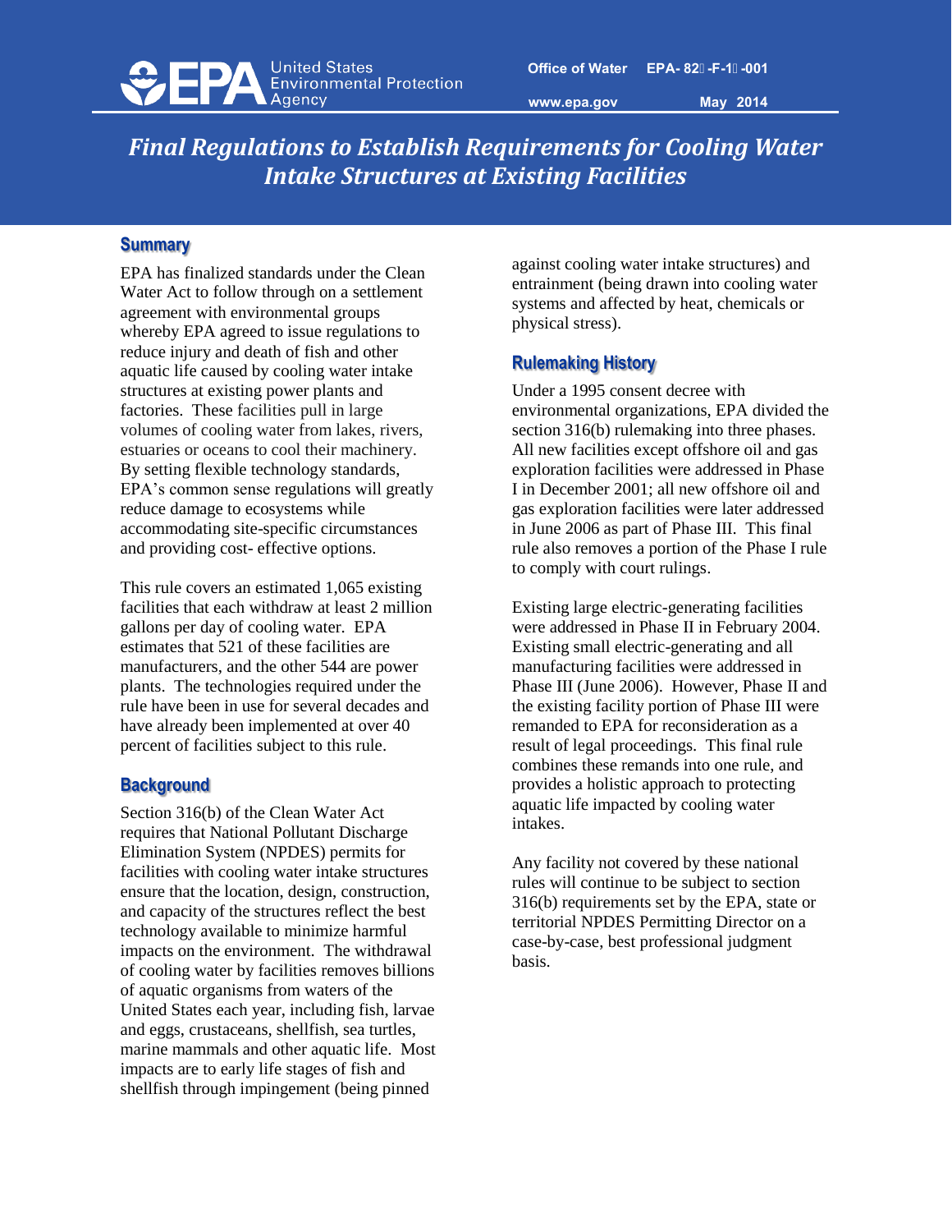United States Environmental Protection Agency

Office of Water EPA- 82 -F-1 -001

www.epa.gov May 2014

# Final Regulations to Establish Requirements for Cooling Water Intake Structures at Existing Facilities

## Summary

EPA has finalized standards under the Clean Water Act to follow through on a settlement agreement with environmental groups whereby EPA agreed to issue regulations to reduce injury and death of fish and other aquatic life caused by cooling water intake structures at existing power plants and factories. These facilities pull in large volumes of cooling water from lakes, rivers, estuaries or oceans to cool their machinery. By setting flexible technology standards, EPA's common sense regulations will greatly reduce damage to ecosystems while accommodating site-specific circumstances and providing cost- effective options.

This rule covers an estimated 1,065 existing facilities that each withdraw at least 2 million gallons per day of cooling water. EPA estimates that 521 of these facilities are manufacturers, and the other 544 are power plants. The technologies required under the rule have been in use for several decades and have already been implemented at over 40 percent of facilities subject to this rule.

## Background

Section 316(b) of the Clean Water Act requires that National Pollutant Discharge Elimination System (NPDES) permits for facilities with cooling water intake structures ensure that the location, design, construction, and capacity of the structures reflect the best technology available to minimize harmful impacts on the environment. The withdrawal of cooling water by facilities removes billions of aquatic organisms from waters of the United States each year, including fish, larvae and eggs, crustaceans, shellfish, sea turtles, marine mammals and other aquatic life. Most impacts are to early life stages of fish and shellfish through impingement (being pinned against cooling water intake structures) and entrainment (being drawn into cooling water systems and affected by heat, chemicals or physical stress).

## Rulemaking History

Under a 1995 consent decree with environmental organizations, EPA divided the section 316(b) rulemaking into three phases. All new facilities except offshore oil and gas exploration facilities were addressed in Phase I in December 2001; all new offshore oil and gas exploration facilities were later addressed in June 2006 as part of Phase III. This final rule also removes a portion of the Phase I rule to comply with court rulings.

Existing large electric-generating facilities were addressed in Phase II in February 2004. Existing small electric-generating and all manufacturing facilities were addressed in Phase III (June 2006). However, Phase II and the existing facility portion of Phase III were remanded to EPA for reconsideration as a result of legal proceedings. This final rule combines these remands into one rule, and provides a holistic approach to protecting aquatic life impacted by cooling water intakes.

Any facility not covered by these national rules will continue to be subject to section 316(b) requirements set by the EPA, state or territorial NPDES Permitting Director on a case-by-case, best professional judgment basis.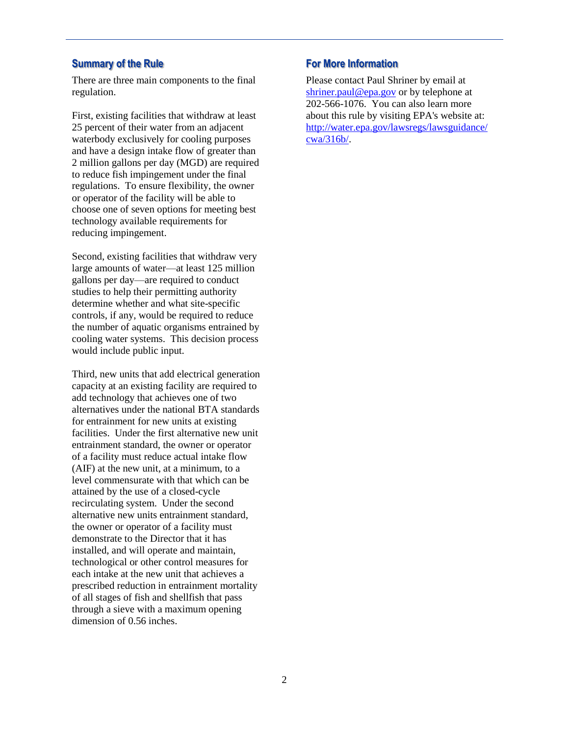## Summary of the Rule

There are three main components to the final regulation.

First, existing facilities that withdraw at least 25 percent of their water from an adjacent waterbody exclusively for cooling purposes and have a design intake flow of greater than 2 million gallons per day (MGD) are required to reduce fish impingement under the final regulations. To ensure flexibility, the owner or operator of the facility will be able to choose one of seven options for meeting best technology available requirements for reducing impingement.

Second, existing facilities that withdraw very large amounts of water—at least 125 million gallons per day—are required to conduct studies to help their permitting authority determine whether and what site-specific controls, if any, would be required to reduce the number of aquatic organisms entrained by cooling water systems. This decision process would include public input.

Third, new units that add electrical generation capacity at an existing facility are required to add technology that achieves one of two alternatives under the national BTA standards for entrainment for new units at existing facilities. Under the first alternative new unit entrainment standard, the owner or operator of a facility must reduce actual intake flow (AIF) at the new unit, at a minimum, to a level commensurate with that which can be attained by the use of a closed-cycle recirculating system. Under the second alternative new units entrainment standard, the owner or operator of a facility must demonstrate to the Director that it has installed, and will operate and maintain, technological or other control measures for each intake at the new unit that achieves a prescribed reduction in entrainment mortality of all stages of fish and shellfish that pass through a sieve with a maximum opening dimension of 0.56 inches.

## For More Information

Please contact Paul Shriner by email at shriner.paul@epa.gov or by telephone at 202-566-1076. You can also learn more about this rule by visiting EPA's website at: http://water.epa.gov/lawsregs/lawsguidance/cwa/316b/.